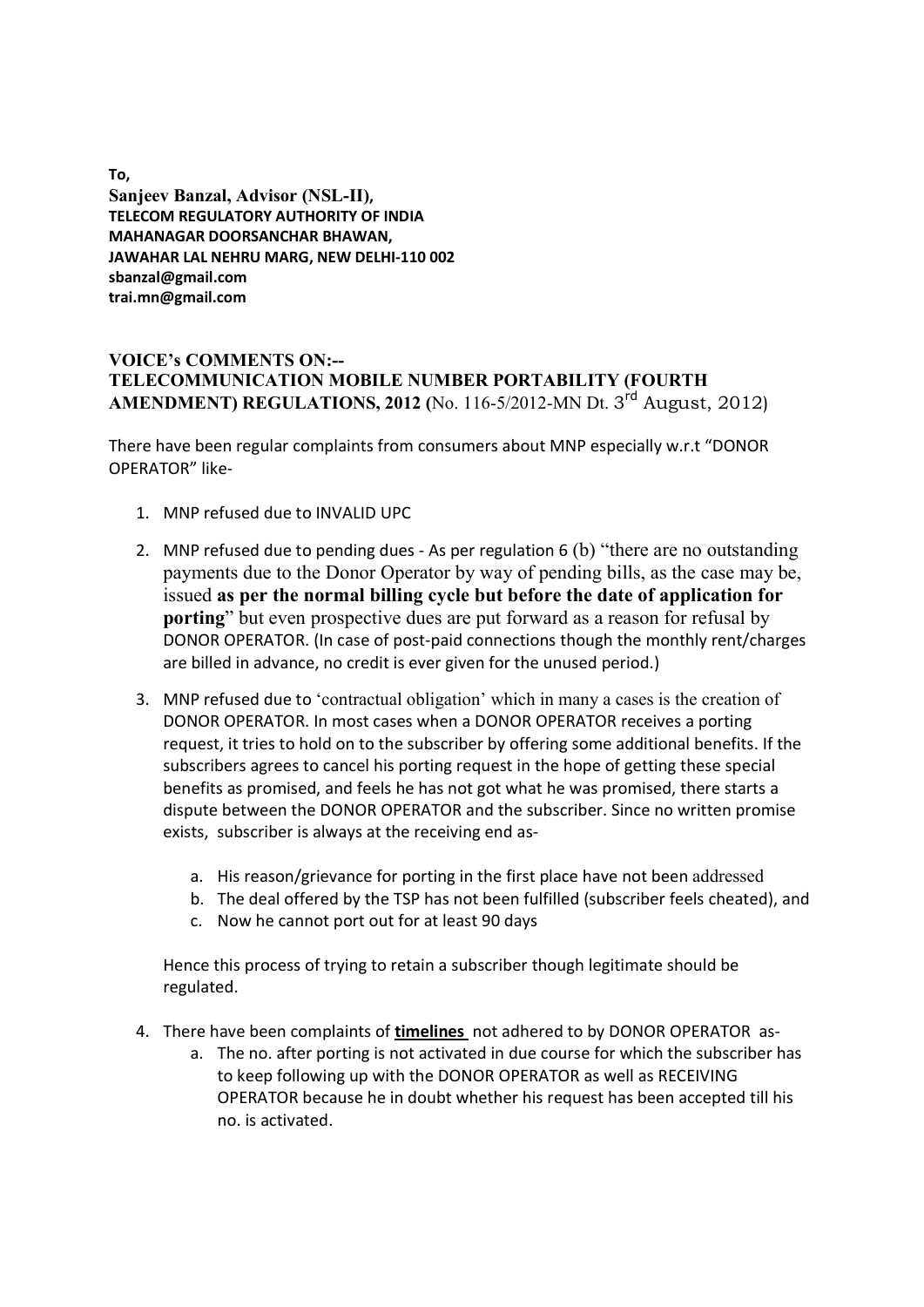**To,**
**Sanjeev Banzal, Advisor (NSL-II),**
**TELECOM REGULATORY AUTHORITY OF INDIA**
**MAHANAGAR DOORSANCHAR BHAWAN,**
**JAWAHAR LAL NEHRU MARG, NEW DELHI-110 002**
**sbanzal@gmail.com**
**trai.mn@gmail.com**

**VOICE's COMMENTS ON:--**
**TELECOMMUNICATION MOBILE NUMBER PORTABILITY (FOURTH AMENDMENT) REGULATIONS, 2012 (**No. 116-5/2012-MN Dt. 3rd August, 2012)

There have been regular complaints from consumers about MNP especially w.r.t "DONOR OPERATOR" like-

1. MNP refused due to INVALID UPC
2. MNP refused due to pending dues - As per regulation 6 (b) "there are no outstanding payments due to the Donor Operator by way of pending bills, as the case may be, issued **as per the normal billing cycle but before the date of application for porting**" but even prospective dues are put forward as a reason for refusal by DONOR OPERATOR. (In case of post-paid connections though the monthly rent/charges are billed in advance, no credit is ever given for the unused period.)
3. MNP refused due to 'contractual obligation' which in many a cases is the creation of DONOR OPERATOR. In most cases when a DONOR OPERATOR receives a porting request, it tries to hold on to the subscriber by offering some additional benefits. If the subscribers agrees to cancel his porting request in the hope of getting these special benefits as promised, and feels he has not got what he was promised, there starts a dispute between the DONOR OPERATOR and the subscriber. Since no written promise exists, subscriber is always at the receiving end as-
    a. His reason/grievance for porting in the first place have not been addressed
    b. The deal offered by the TSP has not been fulfilled (subscriber feels cheated), and
    c. Now he cannot port out for at least 90 days

    Hence this process of trying to retain a subscriber though legitimate should be regulated.
4. There have been complaints of **timelines** not adhered to by DONOR OPERATOR as-
    a. The no. after porting is not activated in due course for which the subscriber has to keep following up with the DONOR OPERATOR as well as RECEIVING OPERATOR because he in doubt whether his request has been accepted till his no. is activated.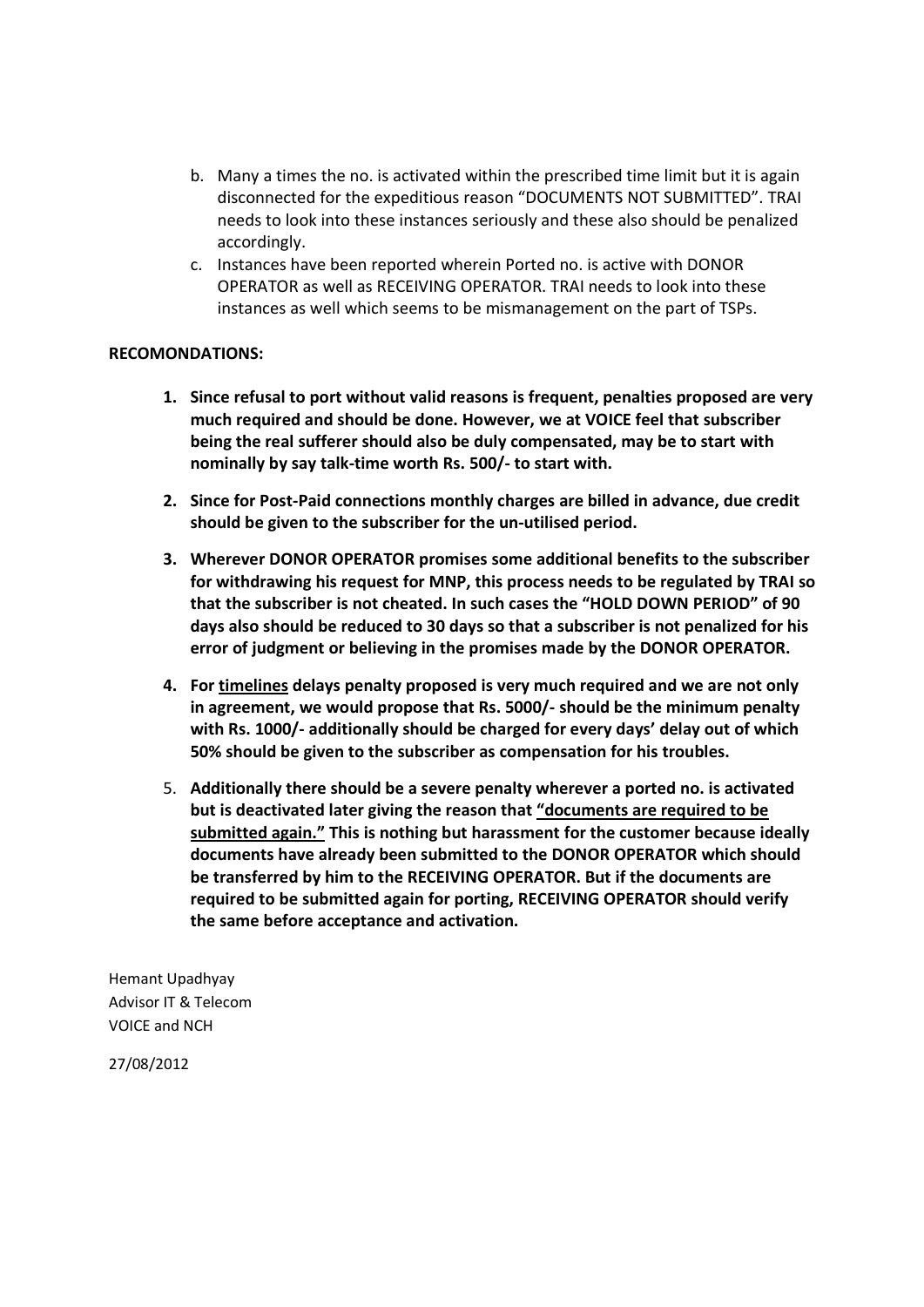b. Many a times the no. is activated within the prescribed time limit but it is again disconnected for the expeditious reason “DOCUMENTS NOT SUBMITTED”. TRAI needs to look into these instances seriously and these also should be penalized accordingly.

c. Instances have been reported wherein Ported no. is active with DONOR OPERATOR as well as RECEIVING OPERATOR. TRAI needs to look into these instances as well which seems to be mismanagement on the part of TSPs.

**RECOMONDATIONS:**

1. **Since refusal to port without valid reasons is frequent, penalties proposed are very much required and should be done. However, we at VOICE feel that subscriber being the real sufferer should also be duly compensated, may be to start with nominally by say talk-time worth Rs. 500/- to start with.**

2. **Since for Post-Paid connections monthly charges are billed in advance, due credit should be given to the subscriber for the un-utilised period.**

3. **Wherever DONOR OPERATOR promises some additional benefits to the subscriber for withdrawing his request for MNP, this process needs to be regulated by TRAI so that the subscriber is not cheated. In such cases the “HOLD DOWN PERIOD” of 90 days also should be reduced to 30 days so that a subscriber is not penalized for his error of judgment or believing in the promises made by the DONOR OPERATOR.**

4. **For <u>timelines</u> delays penalty proposed is very much required and we are not only in agreement, we would propose that Rs. 5000/- should be the minimum penalty with Rs. 1000/- additionally should be charged for every days’ delay out of which 50% should be given to the subscriber as compensation for his troubles.**

5. **Additionally there should be a severe penalty wherever a ported no. is activated but is deactivated later giving the reason that <u>“documents are required to be submitted again.”</u> This is nothing but harassment for the customer because ideally documents have already been submitted to the DONOR OPERATOR which should be transferred by him to the RECEIVING OPERATOR. But if the documents are required to be submitted again for porting, RECEIVING OPERATOR should verify the same before acceptance and activation.**

Hemant Upadhyay
Advisor IT & Telecom
VOICE and NCH

27/08/2012